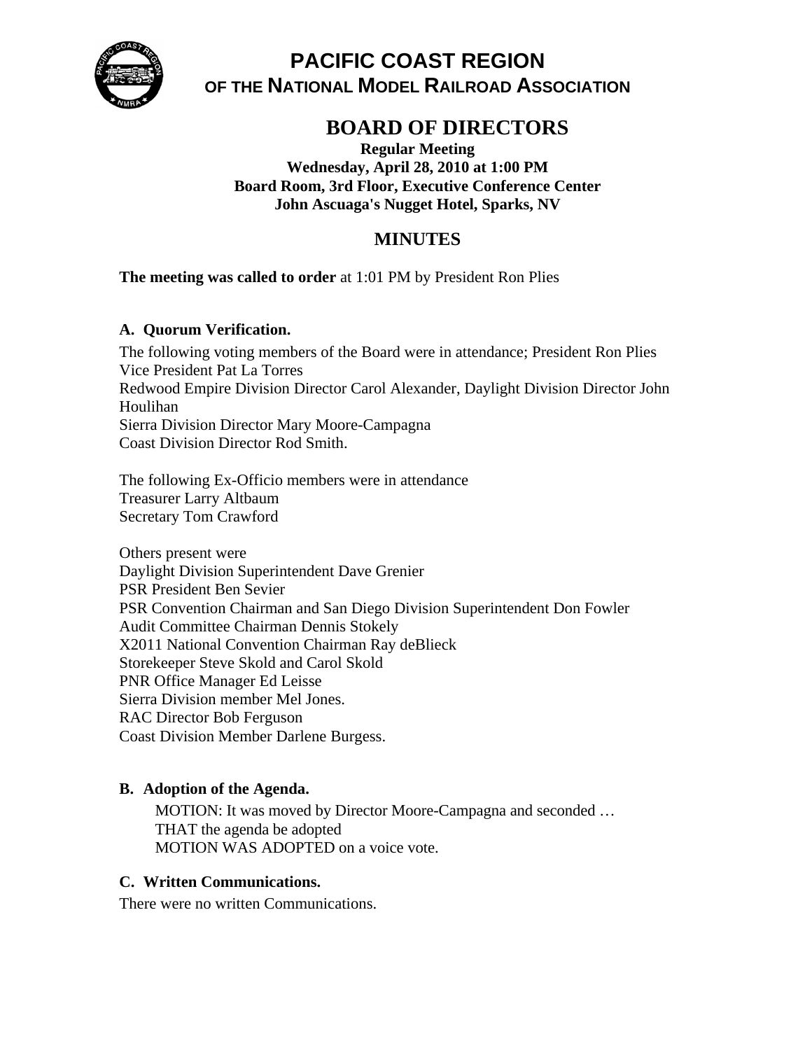# PACIFIC COAST REGION

## OF THE NATIONAL MODEL RAILROAD ASSOCIATION

# BOARD OF DIRECTORS

**Regular Meeting**
**Wednesday, April 28, 2010 at 1:00 PM**
**Board Room, 3rd Floor, Executive Conference Center**
**John Ascuaga's Nugget Hotel, Sparks, NV**

## MINUTES

**The meeting was called to order** at 1:01 PM by President Ron Plies

### A. Quorum Verification.

The following voting members of the Board were in attendance; President Ron Plies
Vice President Pat La Torres
Redwood Empire Division Director Carol Alexander, Daylight Division Director John Houlihan
Sierra Division Director Mary Moore-Campagna
Coast Division Director Rod Smith.

The following Ex-Officio members were in attendance
Treasurer Larry Altbaum
Secretary Tom Crawford

Others present were
Daylight Division Superintendent Dave Grenier
PSR President Ben Sevier
PSR Convention Chairman and San Diego Division Superintendent Don Fowler
Audit Committee Chairman Dennis Stokely
X2011 National Convention Chairman Ray deBlieck
Storekeeper Steve Skold and Carol Skold
PNR Office Manager Ed Leisse
Sierra Division member Mel Jones.
RAC Director Bob Ferguson
Coast Division Member Darlene Burgess.

### B. Adoption of the Agenda.

MOTION: It was moved by Director Moore-Campagna and seconded …
THAT the agenda be adopted
MOTION WAS ADOPTED on a voice vote.

### C. Written Communications.

There were no written Communications.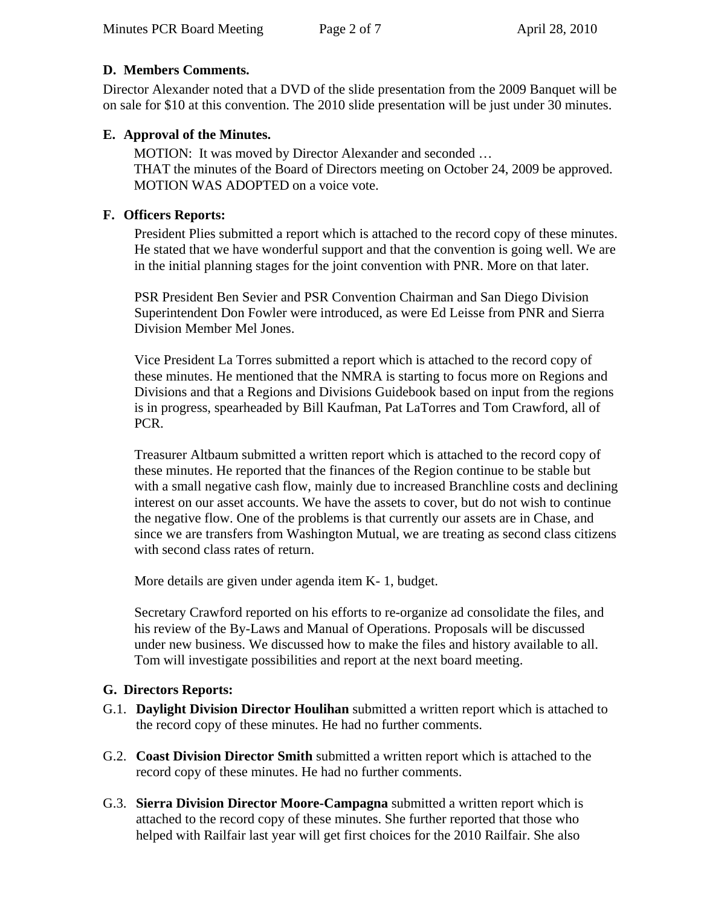## D. Members Comments.

Director Alexander noted that a DVD of the slide presentation from the 2009 Banquet will be on sale for $10 at this convention. The 2010 slide presentation will be just under 30 minutes.

## E. Approval of the Minutes.

MOTION: It was moved by Director Alexander and seconded …
THAT the minutes of the Board of Directors meeting on October 24, 2009 be approved.
MOTION WAS ADOPTED on a voice vote.

## F. Officers Reports:

President Plies submitted a report which is attached to the record copy of these minutes. He stated that we have wonderful support and that the convention is going well. We are in the initial planning stages for the joint convention with PNR. More on that later.

PSR President Ben Sevier and PSR Convention Chairman and San Diego Division Superintendent Don Fowler were introduced, as were Ed Leisse from PNR and Sierra Division Member Mel Jones.

Vice President La Torres submitted a report which is attached to the record copy of these minutes. He mentioned that the NMRA is starting to focus more on Regions and Divisions and that a Regions and Divisions Guidebook based on input from the regions is in progress, spearheaded by Bill Kaufman, Pat LaTorres and Tom Crawford, all of PCR.

Treasurer Altbaum submitted a written report which is attached to the record copy of these minutes. He reported that the finances of the Region continue to be stable but with a small negative cash flow, mainly due to increased Branchline costs and declining interest on our asset accounts. We have the assets to cover, but do not wish to continue the negative flow. One of the problems is that currently our assets are in Chase, and since we are transfers from Washington Mutual, we are treating as second class citizens with second class rates of return.

More details are given under agenda item K- 1, budget.

Secretary Crawford reported on his efforts to re-organize ad consolidate the files, and his review of the By-Laws and Manual of Operations. Proposals will be discussed under new business. We discussed how to make the files and history available to all. Tom will investigate possibilities and report at the next board meeting.

## G. Directors Reports:

G.1. **Daylight Division Director Houlihan** submitted a written report which is attached to the record copy of these minutes. He had no further comments.

G.2. **Coast Division Director Smith** submitted a written report which is attached to the record copy of these minutes. He had no further comments.

G.3. **Sierra Division Director Moore-Campagna** submitted a written report which is attached to the record copy of these minutes. She further reported that those who helped with Railfair last year will get first choices for the 2010 Railfair. She also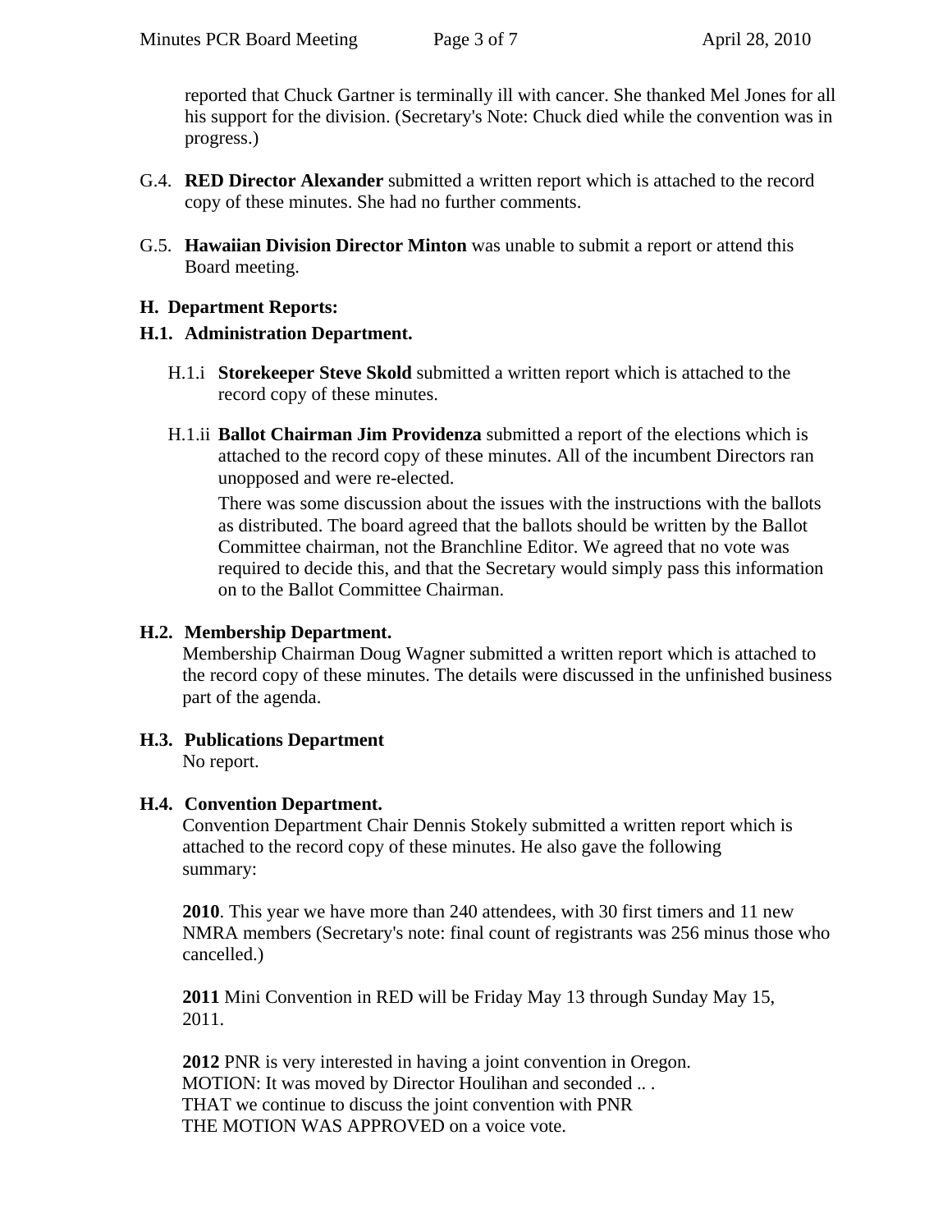reported that Chuck Gartner is terminally ill with cancer. She thanked Mel Jones for all his support for the division. (Secretary's Note: Chuck died while the convention was in progress.)

G.4. **RED Director Alexander** submitted a written report which is attached to the record copy of these minutes. She had no further comments.

G.5. **Hawaiian Division Director Minton** was unable to submit a report or attend this Board meeting.

### H. Department Reports:

### H.1. Administration Department.

H.1.i **Storekeeper Steve Skold** submitted a written report which is attached to the record copy of these minutes.

H.1.ii **Ballot Chairman Jim Providenza** submitted a report of the elections which is attached to the record copy of these minutes. All of the incumbent Directors ran unopposed and were re-elected.

There was some discussion about the issues with the instructions with the ballots as distributed. The board agreed that the ballots should be written by the Ballot Committee chairman, not the Branchline Editor. We agreed that no vote was required to decide this, and that the Secretary would simply pass this information on to the Ballot Committee Chairman.

### H.2. Membership Department.

Membership Chairman Doug Wagner submitted a written report which is attached to the record copy of these minutes. The details were discussed in the unfinished business part of the agenda.

### H.3. Publications Department

No report.

### H.4. Convention Department.

Convention Department Chair Dennis Stokely submitted a written report which is attached to the record copy of these minutes. He also gave the following summary:

**2010**. This year we have more than 240 attendees, with 30 first timers and 11 new NMRA members (Secretary's note: final count of registrants was 256 minus those who cancelled.)

**2011** Mini Convention in RED will be Friday May 13 through Sunday May 15, 2011.

**2012** PNR is very interested in having a joint convention in Oregon.
MOTION: It was moved by Director Houlihan and seconded .. .
THAT we continue to discuss the joint convention with PNR
THE MOTION WAS APPROVED on a voice vote.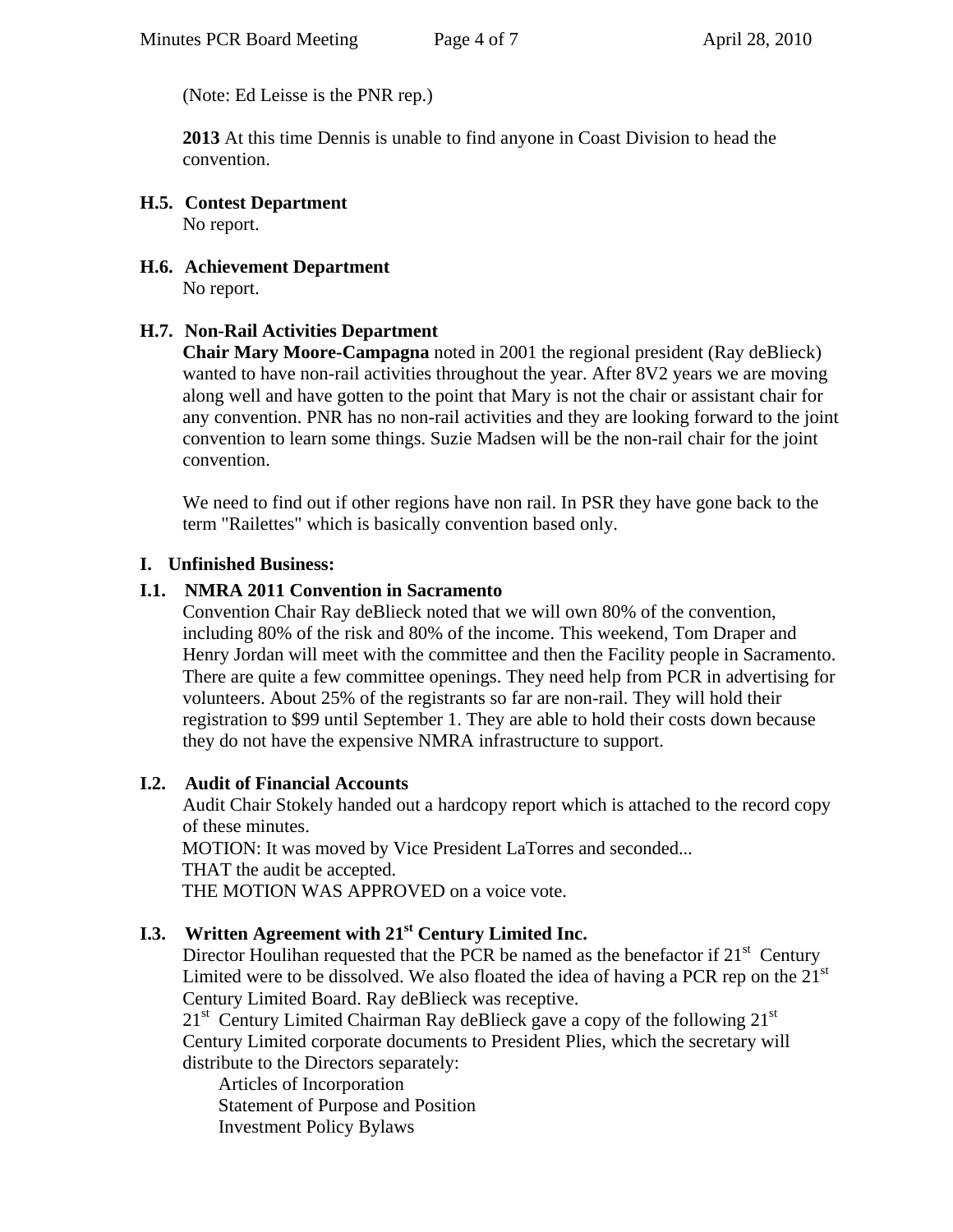(Note: Ed Leisse is the PNR rep.)

**2013** At this time Dennis is unable to find anyone in Coast Division to head the convention.

### H.5. Contest Department

No report.

### H.6. Achievement Department

No report.

### H.7. Non-Rail Activities Department

**Chair Mary Moore-Campagna** noted in 2001 the regional president (Ray deBlieck) wanted to have non-rail activities throughout the year. After 8V2 years we are moving along well and have gotten to the point that Mary is not the chair or assistant chair for any convention. PNR has no non-rail activities and they are looking forward to the joint convention to learn some things. Suzie Madsen will be the non-rail chair for the joint convention.

We need to find out if other regions have non rail. In PSR they have gone back to the term "Railettes" which is basically convention based only.

## I. Unfinished Business:

### I.1. NMRA 2011 Convention in Sacramento

Convention Chair Ray deBlieck noted that we will own 80% of the convention, including 80% of the risk and 80% of the income. This weekend, Tom Draper and Henry Jordan will meet with the committee and then the Facility people in Sacramento. There are quite a few committee openings. They need help from PCR in advertising for volunteers. About 25% of the registrants so far are non-rail. They will hold their registration to $99 until September 1. They are able to hold their costs down because they do not have the expensive NMRA infrastructure to support.

### I.2. Audit of Financial Accounts

Audit Chair Stokely handed out a hardcopy report which is attached to the record copy of these minutes.

MOTION: It was moved by Vice President LaTorres and seconded...

THAT the audit be accepted.

THE MOTION WAS APPROVED on a voice vote.

### I.3. Written Agreement with 21st Century Limited Inc.

Director Houlihan requested that the PCR be named as the benefactor if 21st Century Limited were to be dissolved. We also floated the idea of having a PCR rep on the 21st Century Limited Board. Ray deBlieck was receptive.

21st Century Limited Chairman Ray deBlieck gave a copy of the following 21st Century Limited corporate documents to President Plies, which the secretary will distribute to the Directors separately:

- Articles of Incorporation
- Statement of Purpose and Position
- Investment Policy Bylaws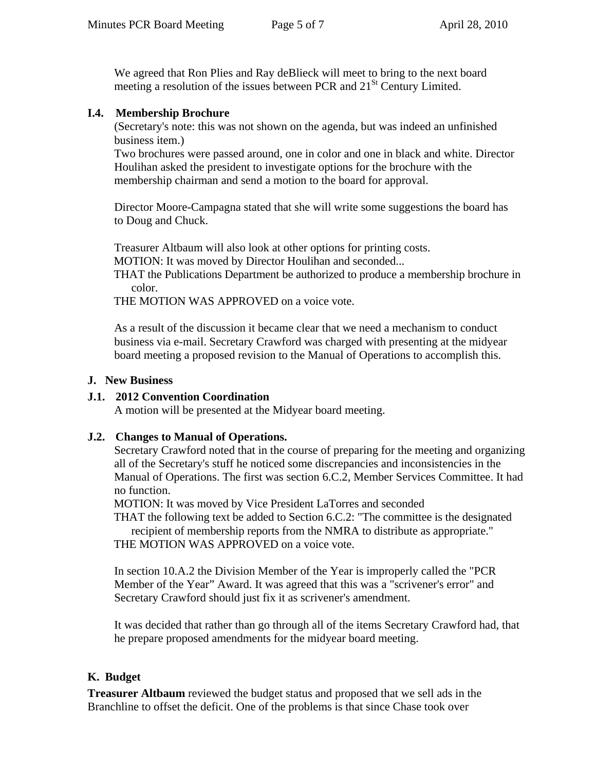We agreed that Ron Plies and Ray deBlieck will meet to bring to the next board meeting a resolution of the issues between PCR and 21St Century Limited.

### I.4. Membership Brochure

(Secretary's note: this was not shown on the agenda, but was indeed an unfinished business item.)
Two brochures were passed around, one in color and one in black and white. Director Houlihan asked the president to investigate options for the brochure with the membership chairman and send a motion to the board for approval.

Director Moore-Campagna stated that she will write some suggestions the board has to Doug and Chuck.

Treasurer Altbaum will also look at other options for printing costs.
MOTION: It was moved by Director Houlihan and seconded...
THAT the Publications Department be authorized to produce a membership brochure in color.
THE MOTION WAS APPROVED on a voice vote.

As a result of the discussion it became clear that we need a mechanism to conduct business via e-mail. Secretary Crawford was charged with presenting at the midyear board meeting a proposed revision to the Manual of Operations to accomplish this.

## J. New Business

### J.1. 2012 Convention Coordination

A motion will be presented at the Midyear board meeting.

### J.2. Changes to Manual of Operations.

Secretary Crawford noted that in the course of preparing for the meeting and organizing all of the Secretary's stuff he noticed some discrepancies and inconsistencies in the Manual of Operations. The first was section 6.C.2, Member Services Committee. It had no function.
MOTION: It was moved by Vice President LaTorres and seconded
THAT the following text be added to Section 6.C.2: "The committee is the designated recipient of membership reports from the NMRA to distribute as appropriate."
THE MOTION WAS APPROVED on a voice vote.

In section 10.A.2 the Division Member of the Year is improperly called the "PCR Member of the Year" Award. It was agreed that this was a "scrivener's error" and Secretary Crawford should just fix it as scrivener's amendment.

It was decided that rather than go through all of the items Secretary Crawford had, that he prepare proposed amendments for the midyear board meeting.

## K. Budget

**Treasurer Altbaum** reviewed the budget status and proposed that we sell ads in the Branchline to offset the deficit. One of the problems is that since Chase took over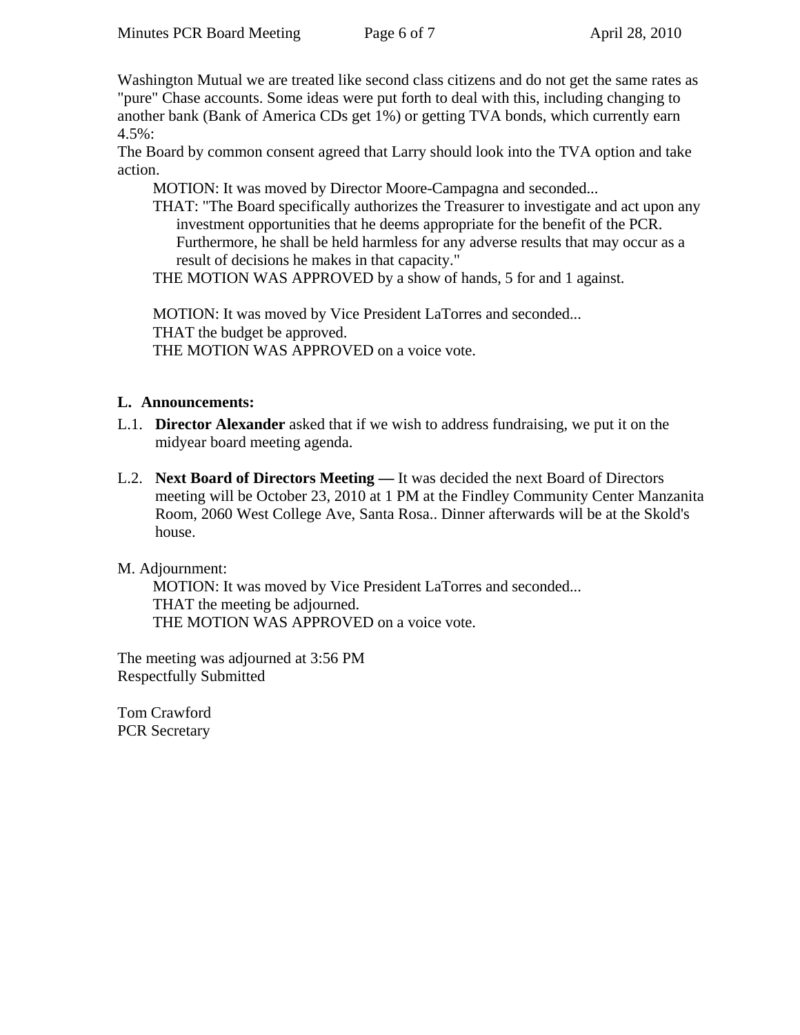Washington Mutual we are treated like second class citizens and do not get the same rates as "pure" Chase accounts. Some ideas were put forth to deal with this, including changing to another bank (Bank of America CDs get 1%) or getting TVA bonds, which currently earn 4.5%:

The Board by common consent agreed that Larry should look into the TVA option and take action.

> MOTION: It was moved by Director Moore-Campagna and seconded...
>
> THAT: "The Board specifically authorizes the Treasurer to investigate and act upon any investment opportunities that he deems appropriate for the benefit of the PCR. Furthermore, he shall be held harmless for any adverse results that may occur as a result of decisions he makes in that capacity."
>
> THE MOTION WAS APPROVED by a show of hands, 5 for and 1 against.

> MOTION: It was moved by Vice President LaTorres and seconded...
>
> THAT the budget be approved.
>
> THE MOTION WAS APPROVED on a voice vote.

## L. Announcements:

L.1. **Director Alexander** asked that if we wish to address fundraising, we put it on the midyear board meeting agenda.

L.2. **Next Board of Directors Meeting —** It was decided the next Board of Directors meeting will be October 23, 2010 at 1 PM at the Findley Community Center Manzanita Room, 2060 West College Ave, Santa Rosa.. Dinner afterwards will be at the Skold's house.

## M. Adjournment:

> MOTION: It was moved by Vice President LaTorres and seconded...
>
> THAT the meeting be adjourned.
>
> THE MOTION WAS APPROVED on a voice vote.

The meeting was adjourned at 3:56 PM

Respectfully Submitted

Tom Crawford

PCR Secretary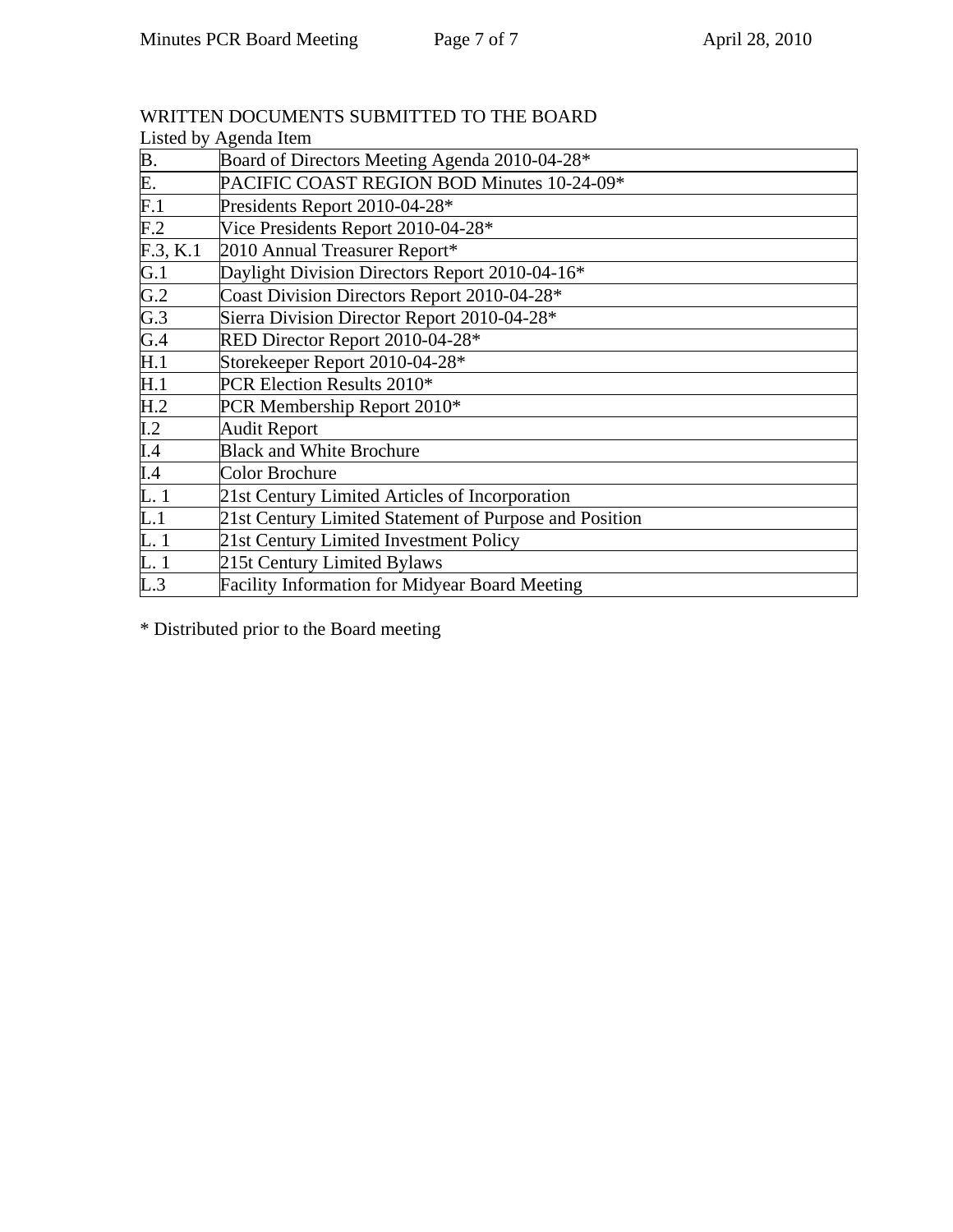WRITTEN DOCUMENTS SUBMITTED TO THE BOARD
Listed by Agenda Item

| | |
|---|---|
| B. | Board of Directors Meeting Agenda 2010-04-28* |
| E. | PACIFIC COAST REGION BOD Minutes 10-24-09* |
| F.1 | Presidents Report 2010-04-28* |
| F.2 | Vice Presidents Report 2010-04-28* |
| F.3, K.1 | 2010 Annual Treasurer Report* |
| G.1 | Daylight Division Directors Report 2010-04-16* |
| G.2 | Coast Division Directors Report 2010-04-28* |
| G.3 | Sierra Division Director Report 2010-04-28* |
| G.4 | RED Director Report 2010-04-28* |
| H.1 | Storekeeper Report 2010-04-28* |
| H.1 | PCR Election Results 2010* |
| H.2 | PCR Membership Report 2010* |
| I.2 | Audit Report |
| I.4 | Black and White Brochure |
| I.4 | Color Brochure |
| L. 1 | 21st Century Limited Articles of Incorporation |
| L.1 | 21st Century Limited Statement of Purpose and Position |
| L. 1 | 21st Century Limited Investment Policy |
| L. 1 | 215t Century Limited Bylaws |
| L.3 | Facility Information for Midyear Board Meeting |

* Distributed prior to the Board meeting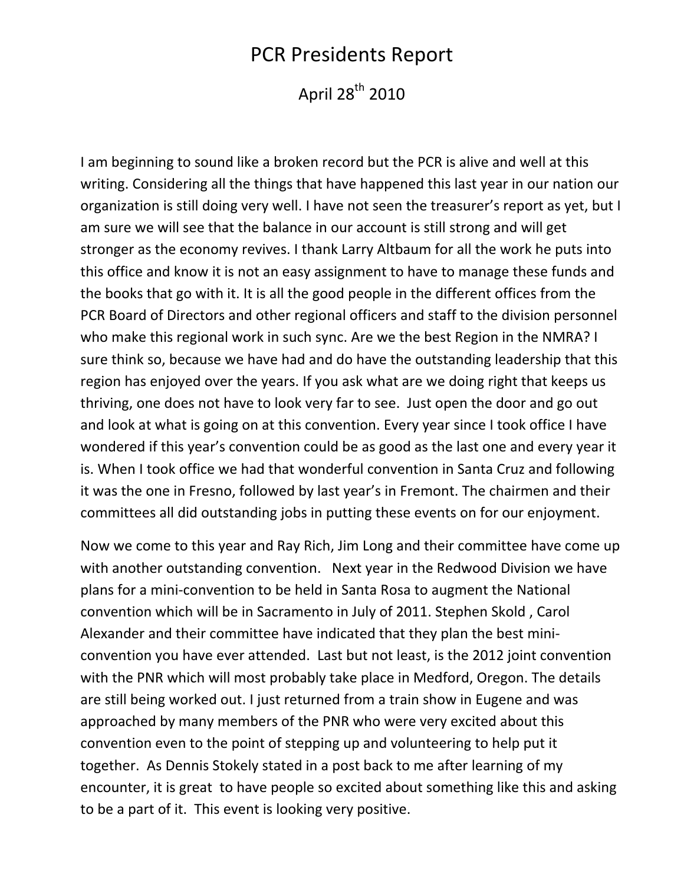# PCR Presidents Report

April 28th 2010

I am beginning to sound like a broken record but the PCR is alive and well at this writing. Considering all the things that have happened this last year in our nation our organization is still doing very well. I have not seen the treasurer's report as yet, but I am sure we will see that the balance in our account is still strong and will get stronger as the economy revives. I thank Larry Altbaum for all the work he puts into this office and know it is not an easy assignment to have to manage these funds and the books that go with it. It is all the good people in the different offices from the PCR Board of Directors and other regional officers and staff to the division personnel who make this regional work in such sync. Are we the best Region in the NMRA? I sure think so, because we have had and do have the outstanding leadership that this region has enjoyed over the years. If you ask what are we doing right that keeps us thriving, one does not have to look very far to see. Just open the door and go out and look at what is going on at this convention. Every year since I took office I have wondered if this year's convention could be as good as the last one and every year it is. When I took office we had that wonderful convention in Santa Cruz and following it was the one in Fresno, followed by last year's in Fremont. The chairmen and their committees all did outstanding jobs in putting these events on for our enjoyment.

Now we come to this year and Ray Rich, Jim Long and their committee have come up with another outstanding convention. Next year in the Redwood Division we have plans for a mini-convention to be held in Santa Rosa to augment the National convention which will be in Sacramento in July of 2011. Stephen Skold , Carol Alexander and their committee have indicated that they plan the best mini-convention you have ever attended. Last but not least, is the 2012 joint convention with the PNR which will most probably take place in Medford, Oregon. The details are still being worked out. I just returned from a train show in Eugene and was approached by many members of the PNR who were very excited about this convention even to the point of stepping up and volunteering to help put it together. As Dennis Stokely stated in a post back to me after learning of my encounter, it is great to have people so excited about something like this and asking to be a part of it. This event is looking very positive.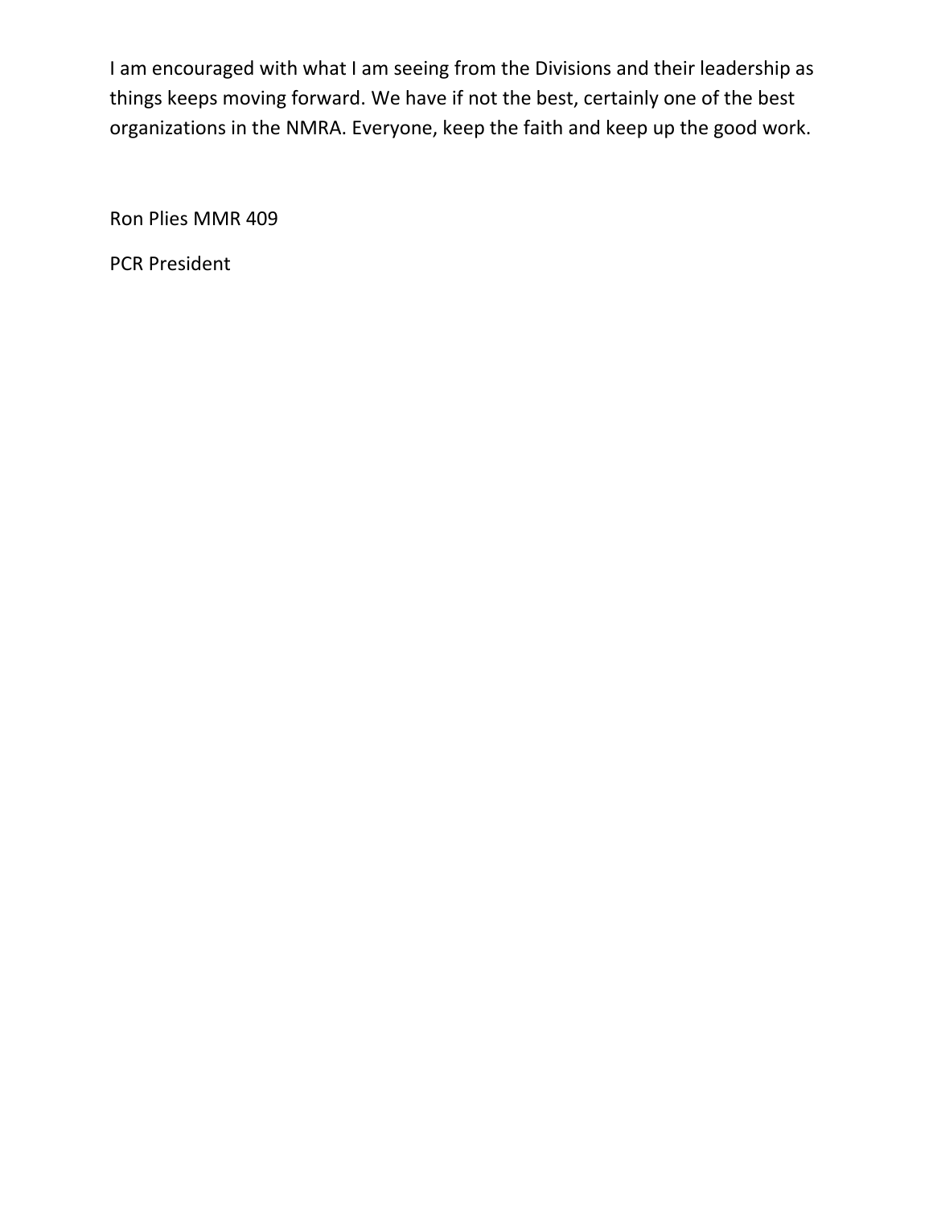I am encouraged with what I am seeing from the Divisions and their leadership as things keeps moving forward. We have if not the best, certainly one of the best organizations in the NMRA. Everyone, keep the faith and keep up the good work.

Ron Plies MMR 409

PCR President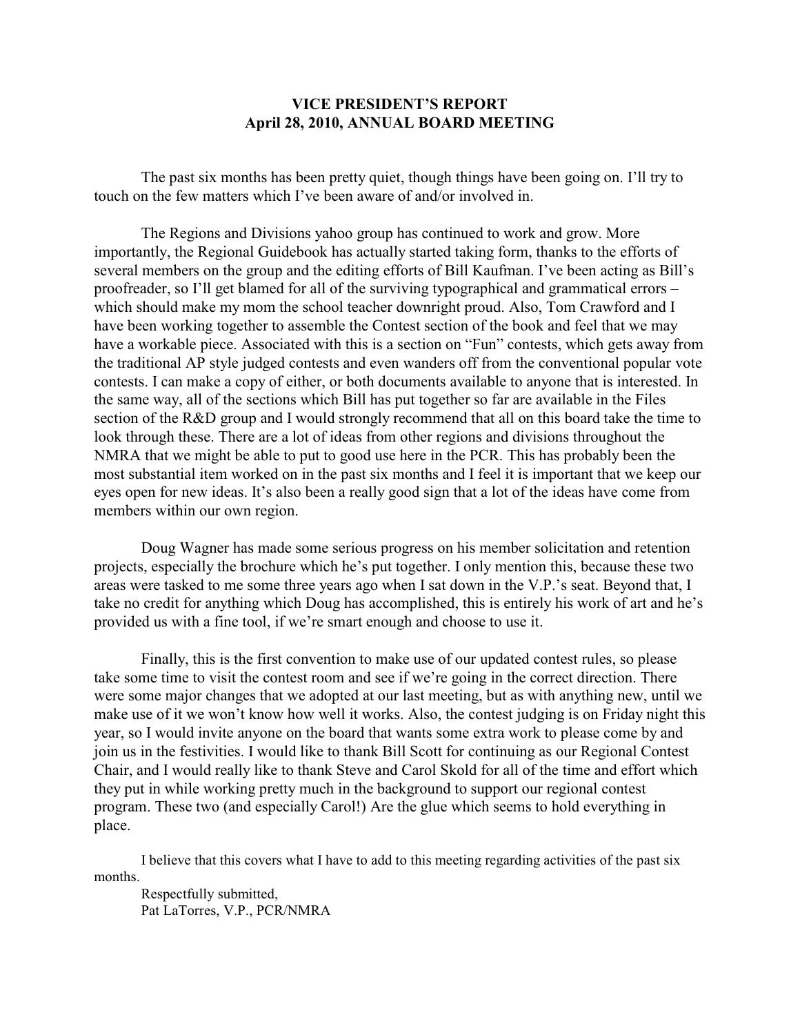# VICE PRESIDENT'S REPORT
## April 28, 2010, ANNUAL BOARD MEETING

The past six months has been pretty quiet, though things have been going on. I'll try to touch on the few matters which I've been aware of and/or involved in.

The Regions and Divisions yahoo group has continued to work and grow. More importantly, the Regional Guidebook has actually started taking form, thanks to the efforts of several members on the group and the editing efforts of Bill Kaufman. I've been acting as Bill's proofreader, so I'll get blamed for all of the surviving typographical and grammatical errors – which should make my mom the school teacher downright proud. Also, Tom Crawford and I have been working together to assemble the Contest section of the book and feel that we may have a workable piece. Associated with this is a section on "Fun" contests, which gets away from the traditional AP style judged contests and even wanders off from the conventional popular vote contests. I can make a copy of either, or both documents available to anyone that is interested. In the same way, all of the sections which Bill has put together so far are available in the Files section of the R&D group and I would strongly recommend that all on this board take the time to look through these. There are a lot of ideas from other regions and divisions throughout the NMRA that we might be able to put to good use here in the PCR. This has probably been the most substantial item worked on in the past six months and I feel it is important that we keep our eyes open for new ideas. It's also been a really good sign that a lot of the ideas have come from members within our own region.

Doug Wagner has made some serious progress on his member solicitation and retention projects, especially the brochure which he's put together. I only mention this, because these two areas were tasked to me some three years ago when I sat down in the V.P.'s seat. Beyond that, I take no credit for anything which Doug has accomplished, this is entirely his work of art and he's provided us with a fine tool, if we're smart enough and choose to use it.

Finally, this is the first convention to make use of our updated contest rules, so please take some time to visit the contest room and see if we're going in the correct direction. There were some major changes that we adopted at our last meeting, but as with anything new, until we make use of it we won't know how well it works. Also, the contest judging is on Friday night this year, so I would invite anyone on the board that wants some extra work to please come by and join us in the festivities. I would like to thank Bill Scott for continuing as our Regional Contest Chair, and I would really like to thank Steve and Carol Skold for all of the time and effort which they put in while working pretty much in the background to support our regional contest program. These two (and especially Carol!) Are the glue which seems to hold everything in place.

I believe that this covers what I have to add to this meeting regarding activities of the past six months.

Respectfully submitted,  
Pat LaTorres, V.P., PCR/NMRA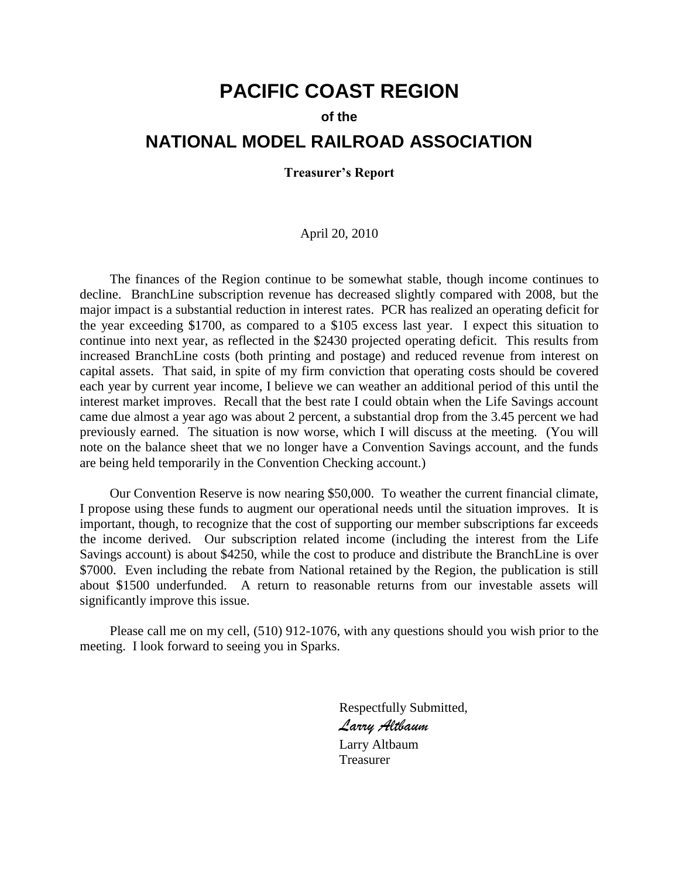# PACIFIC COAST REGION

**of the**

# NATIONAL MODEL RAILROAD ASSOCIATION

**Treasurer's Report**

April 20, 2010

The finances of the Region continue to be somewhat stable, though income continues to decline. BranchLine subscription revenue has decreased slightly compared with 2008, but the major impact is a substantial reduction in interest rates. PCR has realized an operating deficit for the year exceeding $1700, as compared to a $105 excess last year. I expect this situation to continue into next year, as reflected in the $2430 projected operating deficit. This results from increased BranchLine costs (both printing and postage) and reduced revenue from interest on capital assets. That said, in spite of my firm conviction that operating costs should be covered each year by current year income, I believe we can weather an additional period of this until the interest market improves. Recall that the best rate I could obtain when the Life Savings account came due almost a year ago was about 2 percent, a substantial drop from the 3.45 percent we had previously earned. The situation is now worse, which I will discuss at the meeting. (You will note on the balance sheet that we no longer have a Convention Savings account, and the funds are being held temporarily in the Convention Checking account.)

Our Convention Reserve is now nearing $50,000. To weather the current financial climate, I propose using these funds to augment our operational needs until the situation improves. It is important, though, to recognize that the cost of supporting our member subscriptions far exceeds the income derived. Our subscription related income (including the interest from the Life Savings account) is about $4250, while the cost to produce and distribute the BranchLine is over $7000. Even including the rebate from National retained by the Region, the publication is still about $1500 underfunded. A return to reasonable returns from our investable assets will significantly improve this issue.

Please call me on my cell, (510) 912-1076, with any questions should you wish prior to the meeting. I look forward to seeing you in Sparks.

Respectfully Submitted,

*Larry Altbaum*

Larry Altbaum
Treasurer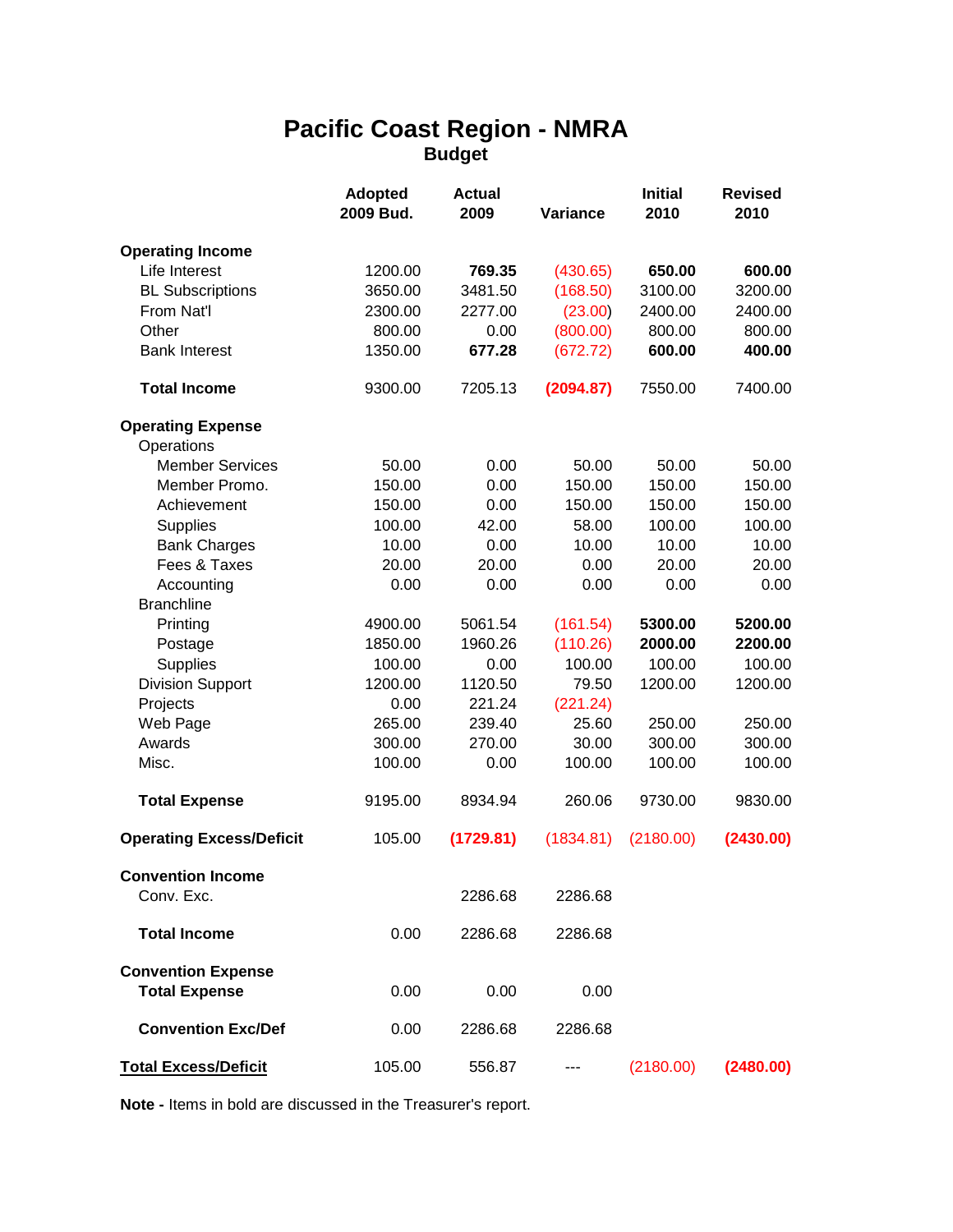# Pacific Coast Region - NMRA

## Budget

| | Adopted 2009 Bud. | Actual 2009 | Variance | Initial 2010 | Revised 2010 |
|---|---|---|---|---|---|
| **Operating Income** | | | | | |
| Life Interest | 1200.00 | **769.35** | (430.65) | **650.00** | **600.00** |
| BL Subscriptions | 3650.00 | 3481.50 | (168.50) | 3100.00 | 3200.00 |
| From Nat'l | 2300.00 | 2277.00 | (23.00) | 2400.00 | 2400.00 |
| Other | 800.00 | 0.00 | (800.00) | 800.00 | 800.00 |
| Bank Interest | 1350.00 | **677.28** | (672.72) | **600.00** | **400.00** |
| **Total Income** | 9300.00 | 7205.13 | **(2094.87)** | 7550.00 | 7400.00 |
| **Operating Expense** | | | | | |
| Operations | | | | | |
| Member Services | 50.00 | 0.00 | 50.00 | 50.00 | 50.00 |
| Member Promo. | 150.00 | 0.00 | 150.00 | 150.00 | 150.00 |
| Achievement | 150.00 | 0.00 | 150.00 | 150.00 | 150.00 |
| Supplies | 100.00 | 42.00 | 58.00 | 100.00 | 100.00 |
| Bank Charges | 10.00 | 0.00 | 10.00 | 10.00 | 10.00 |
| Fees & Taxes | 20.00 | 20.00 | 0.00 | 20.00 | 20.00 |
| Accounting | 0.00 | 0.00 | 0.00 | 0.00 | 0.00 |
| Branchline | | | | | |
| Printing | 4900.00 | 5061.54 | (161.54) | **5300.00** | **5200.00** |
| Postage | 1850.00 | 1960.26 | (110.26) | **2000.00** | **2200.00** |
| Supplies | 100.00 | 0.00 | 100.00 | 100.00 | 100.00 |
| Division Support | 1200.00 | 1120.50 | 79.50 | 1200.00 | 1200.00 |
| Projects | 0.00 | 221.24 | (221.24) | | |
| Web Page | 265.00 | 239.40 | 25.60 | 250.00 | 250.00 |
| Awards | 300.00 | 270.00 | 30.00 | 300.00 | 300.00 |
| Misc. | 100.00 | 0.00 | 100.00 | 100.00 | 100.00 |
| **Total Expense** | 9195.00 | 8934.94 | 260.06 | 9730.00 | 9830.00 |
| **Operating Excess/Deficit** | 105.00 | **(1729.81)** | (1834.81) | (2180.00) | **(2430.00)** |
| **Convention Income** | | | | | |
| Conv. Exc. | | 2286.68 | 2286.68 | | |
| **Total Income** | 0.00 | 2286.68 | 2286.68 | | |
| **Convention Expense** | | | | | |
| **Total Expense** | 0.00 | 0.00 | 0.00 | | |
| **Convention Exc/Def** | 0.00 | 2286.68 | 2286.68 | | |
| **Total Excess/Deficit** | 105.00 | 556.87 | --- | (2180.00) | **(2480.00)** |

**Note -** Items in bold are discussed in the Treasurer's report.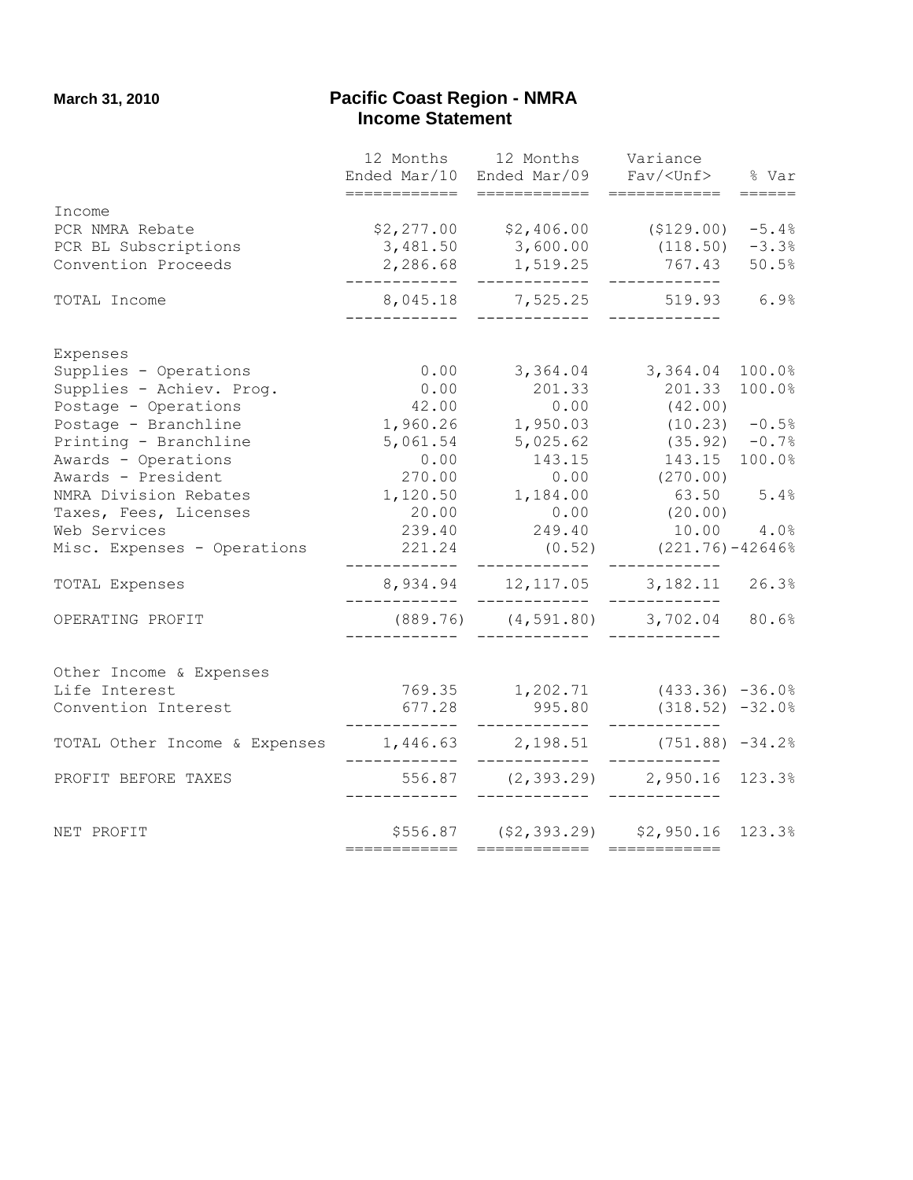March 31, 2010

# Pacific Coast Region - NMRA
## Income Statement

| | 12 Months Ended Mar/10 | 12 Months Ended Mar/09 | Variance Fav/<Unf> | % Var |
|---|---|---|---|---|
| **Income** | | | | |
| PCR NMRA Rebate | $2,277.00 | $2,406.00 | ($129.00) | -5.4% |
| PCR BL Subscriptions | 3,481.50 | 3,600.00 | (118.50) | -3.3% |
| Convention Proceeds | 2,286.68 | 1,519.25 | 767.43 | 50.5% |
| TOTAL Income | 8,045.18 | 7,525.25 | 519.93 | 6.9% |
| **Expenses** | | | | |
| Supplies - Operations | 0.00 | 3,364.04 | 3,364.04 | 100.0% |
| Supplies - Achiev. Prog. | 0.00 | 201.33 | 201.33 | 100.0% |
| Postage - Operations | 42.00 | 0.00 | (42.00) | |
| Postage - Branchline | 1,960.26 | 1,950.03 | (10.23) | -0.5% |
| Printing - Branchline | 5,061.54 | 5,025.62 | (35.92) | -0.7% |
| Awards - Operations | 0.00 | 143.15 | 143.15 | 100.0% |
| Awards - President | 270.00 | 0.00 | (270.00) | |
| NMRA Division Rebates | 1,120.50 | 1,184.00 | 63.50 | 5.4% |
| Taxes, Fees, Licenses | 20.00 | 0.00 | (20.00) | |
| Web Services | 239.40 | 249.40 | 10.00 | 4.0% |
| Misc. Expenses - Operations | 221.24 | (0.52) | (221.76) | -42646% |
| TOTAL Expenses | 8,934.94 | 12,117.05 | 3,182.11 | 26.3% |
| OPERATING PROFIT | (889.76) | (4,591.80) | 3,702.04 | 80.6% |
| **Other Income & Expenses** | | | | |
| Life Interest | 769.35 | 1,202.71 | (433.36) | -36.0% |
| Convention Interest | 677.28 | 995.80 | (318.52) | -32.0% |
| TOTAL Other Income & Expenses | 1,446.63 | 2,198.51 | (751.88) | -34.2% |
| PROFIT BEFORE TAXES | 556.87 | (2,393.29) | 2,950.16 | 123.3% |
| NET PROFIT | $556.87 | ($2,393.29) | $2,950.16 | 123.3% |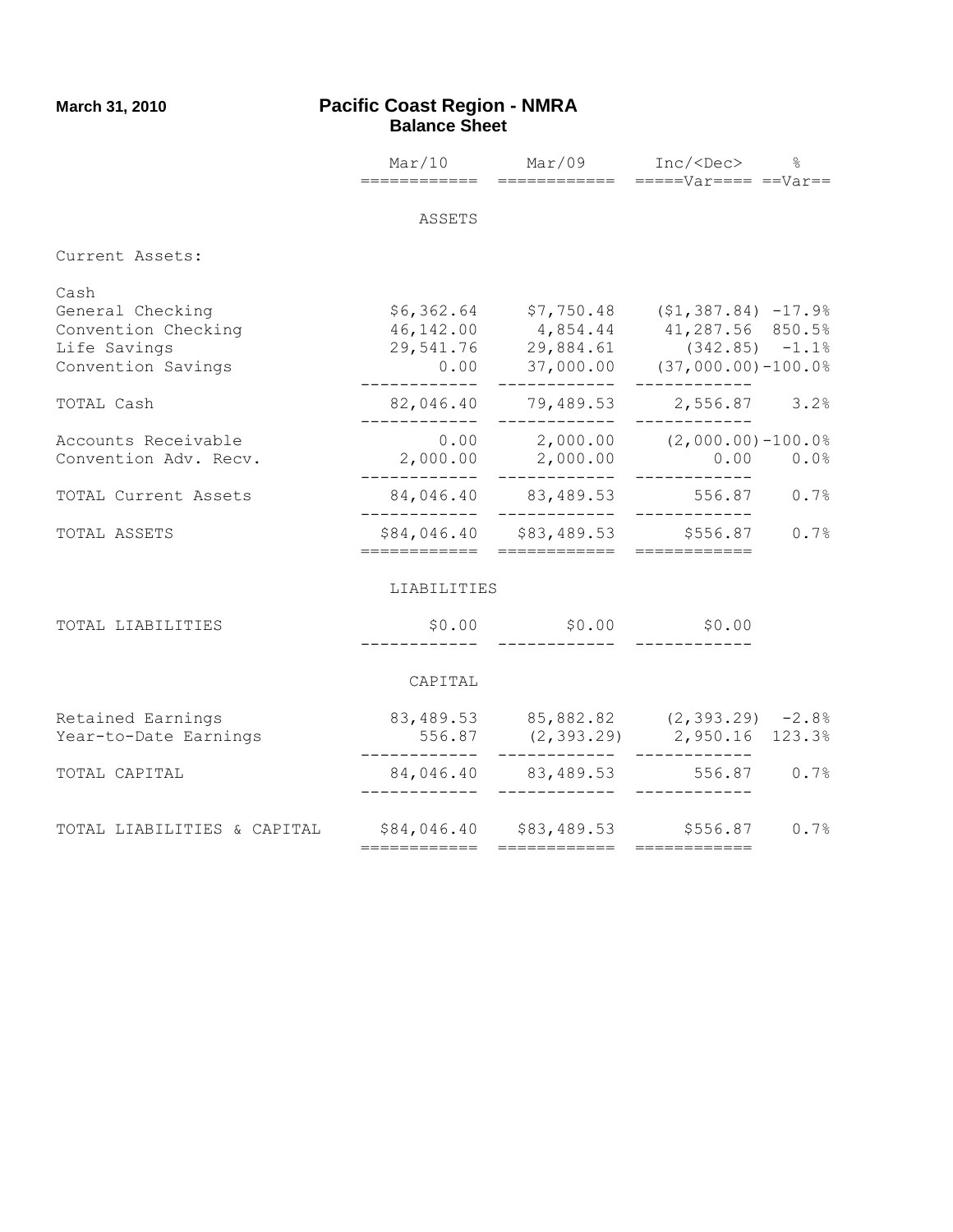March 31, 2010

# Pacific Coast Region - NMRA
## Balance Sheet

| | Mar/10 | Mar/09 | Inc/<Dec> Var | % Var |
|---|---|---|---|---|
| **ASSETS** | | | | |
| Current Assets: | | | | |
| Cash | | | | |
| General Checking | $6,362.64 | $7,750.48 | ($1,387.84) | -17.9% |
| Convention Checking | 46,142.00 | 4,854.44 | 41,287.56 | 850.5% |
| Life Savings | 29,541.76 | 29,884.61 | (342.85) | -1.1% |
| Convention Savings | 0.00 | 37,000.00 | (37,000.00) | -100.0% |
| TOTAL Cash | 82,046.40 | 79,489.53 | 2,556.87 | 3.2% |
| Accounts Receivable | 0.00 | 2,000.00 | (2,000.00) | -100.0% |
| Convention Adv. Recv. | 2,000.00 | 2,000.00 | 0.00 | 0.0% |
| TOTAL Current Assets | 84,046.40 | 83,489.53 | 556.87 | 0.7% |
| TOTAL ASSETS | $84,046.40 | $83,489.53 | $556.87 | 0.7% |
| **LIABILITIES** | | | | |
| TOTAL LIABILITIES | $0.00 | $0.00 | $0.00 | |
| **CAPITAL** | | | | |
| Retained Earnings | 83,489.53 | 85,882.82 | (2,393.29) | -2.8% |
| Year-to-Date Earnings | 556.87 | (2,393.29) | 2,950.16 | 123.3% |
| TOTAL CAPITAL | 84,046.40 | 83,489.53 | 556.87 | 0.7% |
| TOTAL LIABILITIES & CAPITAL | $84,046.40 | $83,489.53 | $556.87 | 0.7% |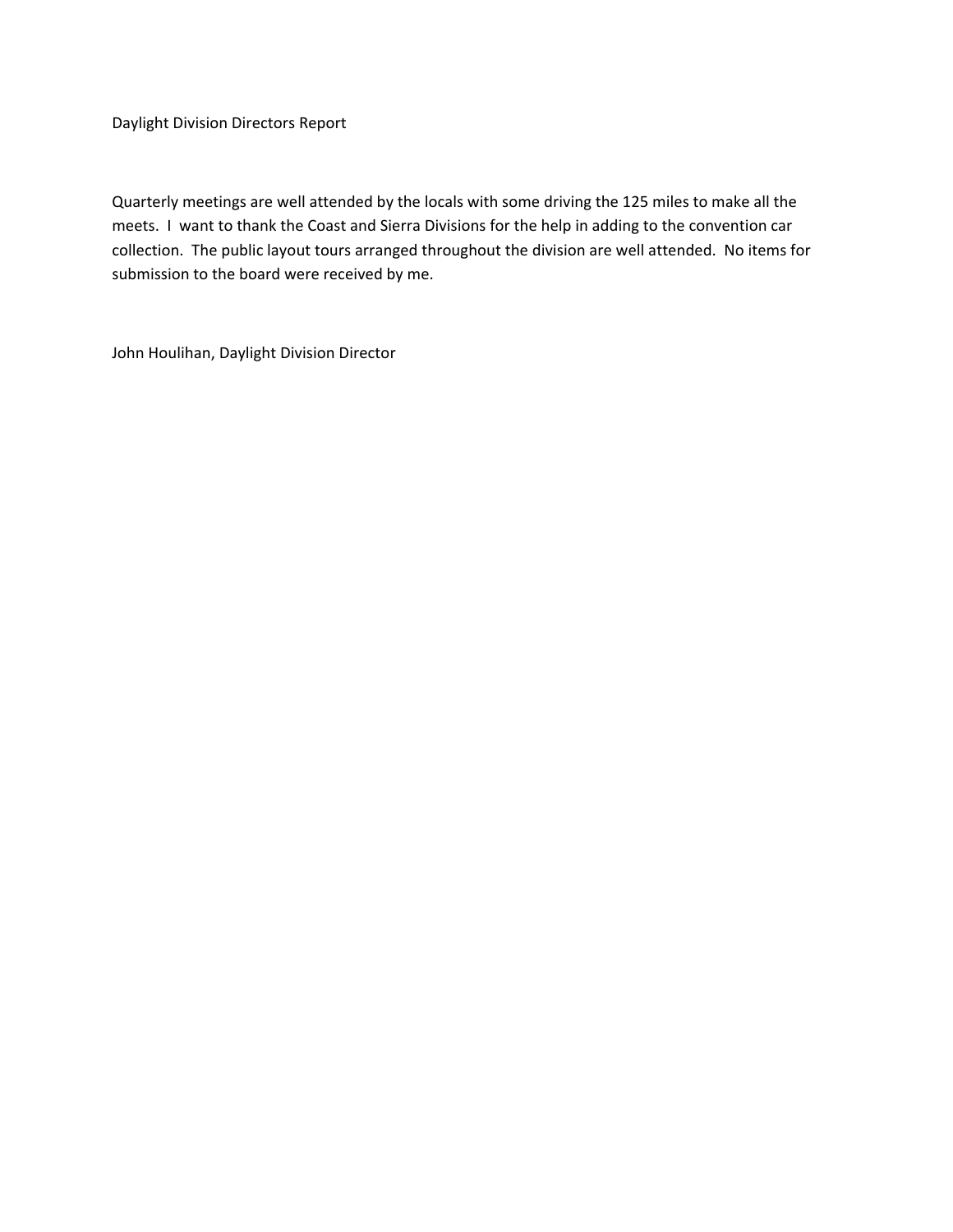Daylight Division Directors Report

Quarterly meetings are well attended by the locals with some driving the 125 miles to make all the meets. I want to thank the Coast and Sierra Divisions for the help in adding to the convention car collection. The public layout tours arranged throughout the division are well attended. No items for submission to the board were received by me.

John Houlihan, Daylight Division Director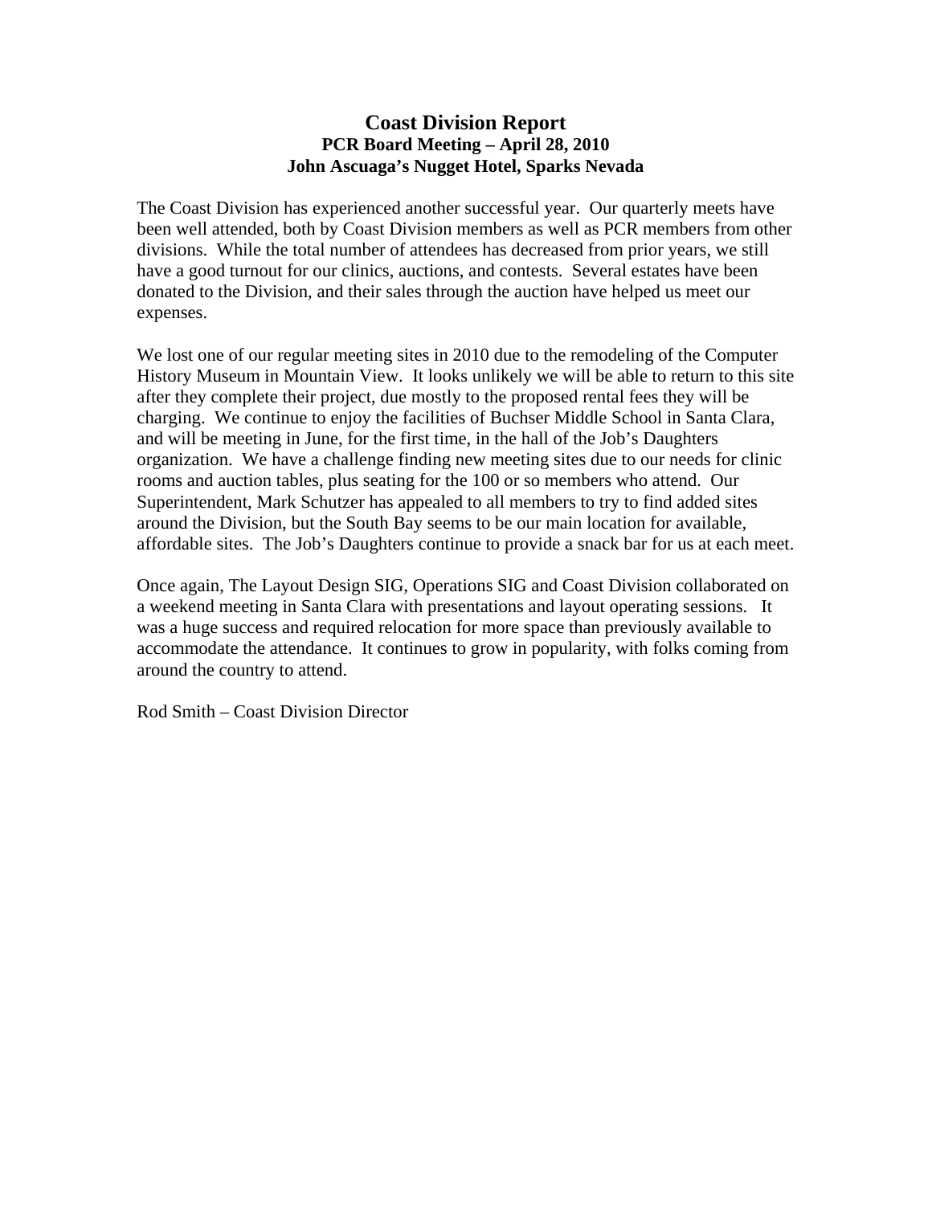# Coast Division Report

**PCR Board Meeting – April 28, 2010**

**John Ascuaga's Nugget Hotel, Sparks Nevada**

The Coast Division has experienced another successful year. Our quarterly meets have been well attended, both by Coast Division members as well as PCR members from other divisions. While the total number of attendees has decreased from prior years, we still have a good turnout for our clinics, auctions, and contests. Several estates have been donated to the Division, and their sales through the auction have helped us meet our expenses.

We lost one of our regular meeting sites in 2010 due to the remodeling of the Computer History Museum in Mountain View. It looks unlikely we will be able to return to this site after they complete their project, due mostly to the proposed rental fees they will be charging. We continue to enjoy the facilities of Buchser Middle School in Santa Clara, and will be meeting in June, for the first time, in the hall of the Job's Daughters organization. We have a challenge finding new meeting sites due to our needs for clinic rooms and auction tables, plus seating for the 100 or so members who attend. Our Superintendent, Mark Schutzer has appealed to all members to try to find added sites around the Division, but the South Bay seems to be our main location for available, affordable sites. The Job's Daughters continue to provide a snack bar for us at each meet.

Once again, The Layout Design SIG, Operations SIG and Coast Division collaborated on a weekend meeting in Santa Clara with presentations and layout operating sessions. It was a huge success and required relocation for more space than previously available to accommodate the attendance. It continues to grow in popularity, with folks coming from around the country to attend.

Rod Smith – Coast Division Director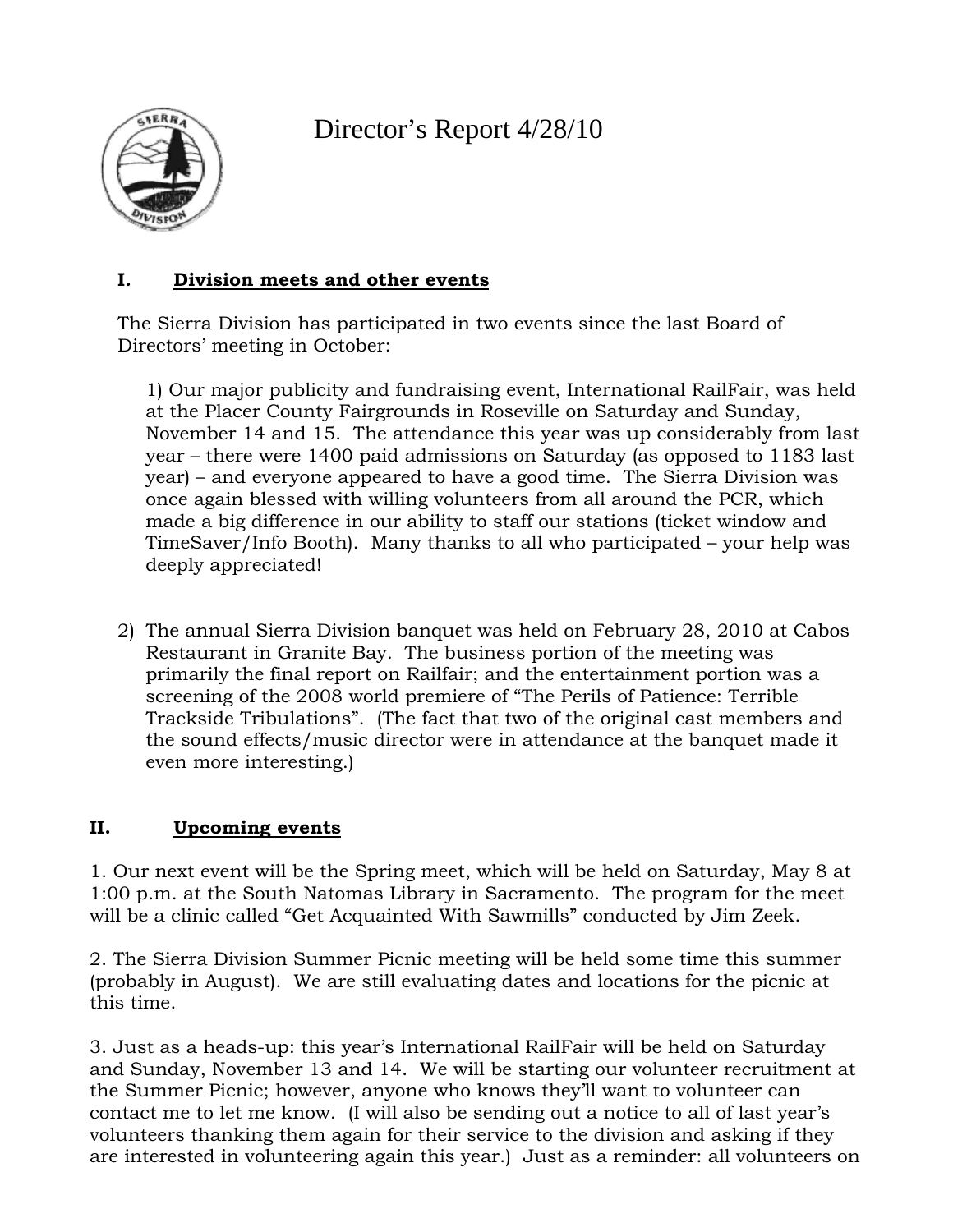// Director's Report 4/28/10

### I. Division meets and other events

The Sierra Division has participated in two events since the last Board of Directors' meeting in October:

1) Our major publicity and fundraising event, International RailFair, was held at the Placer County Fairgrounds in Roseville on Saturday and Sunday, November 14 and 15. The attendance this year was up considerably from last year – there were 1400 paid admissions on Saturday (as opposed to 1183 last year) – and everyone appeared to have a good time. The Sierra Division was once again blessed with willing volunteers from all around the PCR, which made a big difference in our ability to staff our stations (ticket window and TimeSaver/Info Booth). Many thanks to all who participated – your help was deeply appreciated!

2) The annual Sierra Division banquet was held on February 28, 2010 at Cabos Restaurant in Granite Bay. The business portion of the meeting was primarily the final report on Railfair; and the entertainment portion was a screening of the 2008 world premiere of "The Perils of Patience: Terrible Trackside Tribulations". (The fact that two of the original cast members and the sound effects/music director were in attendance at the banquet made it even more interesting.)

### II. Upcoming events

1. Our next event will be the Spring meet, which will be held on Saturday, May 8 at 1:00 p.m. at the South Natomas Library in Sacramento. The program for the meet will be a clinic called "Get Acquainted With Sawmills" conducted by Jim Zeek.

2. The Sierra Division Summer Picnic meeting will be held some time this summer (probably in August). We are still evaluating dates and locations for the picnic at this time.

3. Just as a heads-up: this year's International RailFair will be held on Saturday and Sunday, November 13 and 14. We will be starting our volunteer recruitment at the Summer Picnic; however, anyone who knows they'll want to volunteer can contact me to let me know. (I will also be sending out a notice to all of last year's volunteers thanking them again for their service to the division and asking if they are interested in volunteering again this year.) Just as a reminder: all volunteers on

# Director's Report 4/28/10

### I. Division meets and other events

The Sierra Division has participated in two events since the last Board of Directors' meeting in October:

1) Our major publicity and fundraising event, International RailFair, was held at the Placer County Fairgrounds in Roseville on Saturday and Sunday, November 14 and 15. The attendance this year was up considerably from last year – there were 1400 paid admissions on Saturday (as opposed to 1183 last year) – and everyone appeared to have a good time. The Sierra Division was once again blessed with willing volunteers from all around the PCR, which made a big difference in our ability to staff our stations (ticket window and TimeSaver/Info Booth). Many thanks to all who participated – your help was deeply appreciated!

2) The annual Sierra Division banquet was held on February 28, 2010 at Cabos Restaurant in Granite Bay. The business portion of the meeting was primarily the final report on Railfair; and the entertainment portion was a screening of the 2008 world premiere of "The Perils of Patience: Terrible Trackside Tribulations". (The fact that two of the original cast members and the sound effects/music director were in attendance at the banquet made it even more interesting.)

### II. Upcoming events

1. Our next event will be the Spring meet, which will be held on Saturday, May 8 at 1:00 p.m. at the South Natomas Library in Sacramento. The program for the meet will be a clinic called "Get Acquainted With Sawmills" conducted by Jim Zeek.

2. The Sierra Division Summer Picnic meeting will be held some time this summer (probably in August). We are still evaluating dates and locations for the picnic at this time.

3. Just as a heads-up: this year's International RailFair will be held on Saturday and Sunday, November 13 and 14. We will be starting our volunteer recruitment at the Summer Picnic; however, anyone who knows they'll want to volunteer can contact me to let me know. (I will also be sending out a notice to all of last year's volunteers thanking them again for their service to the division and asking if they are interested in volunteering again this year.) Just as a reminder: all volunteers on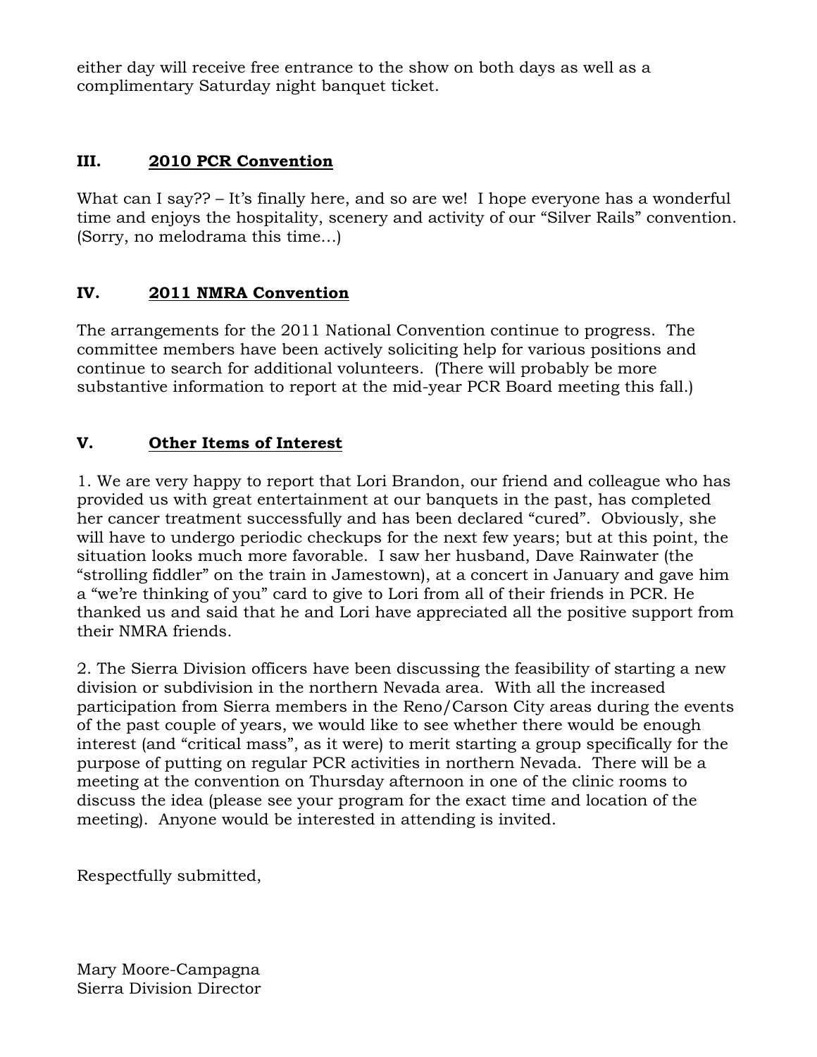either day will receive free entrance to the show on both days as well as a complimentary Saturday night banquet ticket.

## III. **2010 PCR Convention**

What can I say?? – It's finally here, and so are we! I hope everyone has a wonderful time and enjoys the hospitality, scenery and activity of our "Silver Rails" convention. (Sorry, no melodrama this time…)

## IV. **2011 NMRA Convention**

The arrangements for the 2011 National Convention continue to progress. The committee members have been actively soliciting help for various positions and continue to search for additional volunteers. (There will probably be more substantive information to report at the mid-year PCR Board meeting this fall.)

## V. **Other Items of Interest**

1. We are very happy to report that Lori Brandon, our friend and colleague who has provided us with great entertainment at our banquets in the past, has completed her cancer treatment successfully and has been declared "cured". Obviously, she will have to undergo periodic checkups for the next few years; but at this point, the situation looks much more favorable. I saw her husband, Dave Rainwater (the "strolling fiddler" on the train in Jamestown), at a concert in January and gave him a "we're thinking of you" card to give to Lori from all of their friends in PCR. He thanked us and said that he and Lori have appreciated all the positive support from their NMRA friends.

2. The Sierra Division officers have been discussing the feasibility of starting a new division or subdivision in the northern Nevada area. With all the increased participation from Sierra members in the Reno/Carson City areas during the events of the past couple of years, we would like to see whether there would be enough interest (and "critical mass", as it were) to merit starting a group specifically for the purpose of putting on regular PCR activities in northern Nevada. There will be a meeting at the convention on Thursday afternoon in one of the clinic rooms to discuss the idea (please see your program for the exact time and location of the meeting). Anyone would be interested in attending is invited.

Respectfully submitted,

Mary Moore-Campagna
Sierra Division Director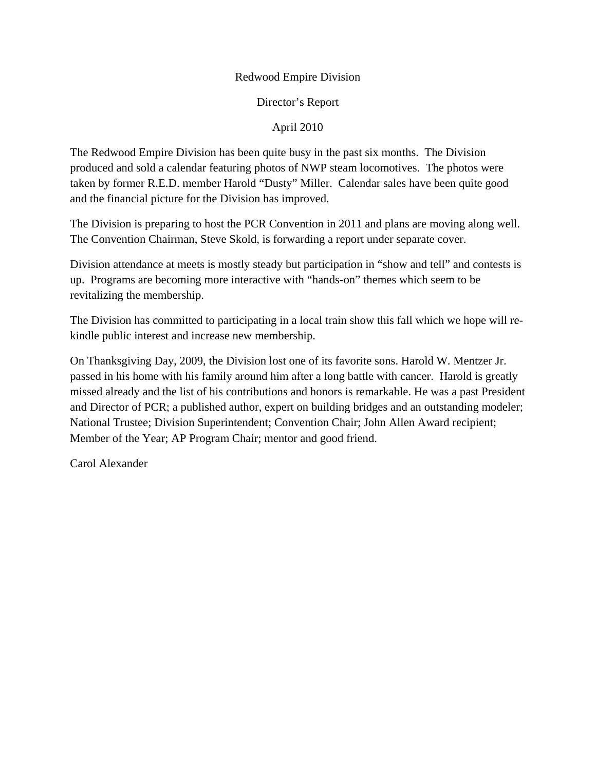# Redwood Empire Division

## Director's Report

### April 2010

The Redwood Empire Division has been quite busy in the past six months. The Division produced and sold a calendar featuring photos of NWP steam locomotives. The photos were taken by former R.E.D. member Harold "Dusty" Miller. Calendar sales have been quite good and the financial picture for the Division has improved.

The Division is preparing to host the PCR Convention in 2011 and plans are moving along well. The Convention Chairman, Steve Skold, is forwarding a report under separate cover.

Division attendance at meets is mostly steady but participation in "show and tell" and contests is up. Programs are becoming more interactive with "hands-on" themes which seem to be revitalizing the membership.

The Division has committed to participating in a local train show this fall which we hope will re-kindle public interest and increase new membership.

On Thanksgiving Day, 2009, the Division lost one of its favorite sons. Harold W. Mentzer Jr. passed in his home with his family around him after a long battle with cancer. Harold is greatly missed already and the list of his contributions and honors is remarkable. He was a past President and Director of PCR; a published author, expert on building bridges and an outstanding modeler; National Trustee; Division Superintendent; Convention Chair; John Allen Award recipient; Member of the Year; AP Program Chair; mentor and good friend.

Carol Alexander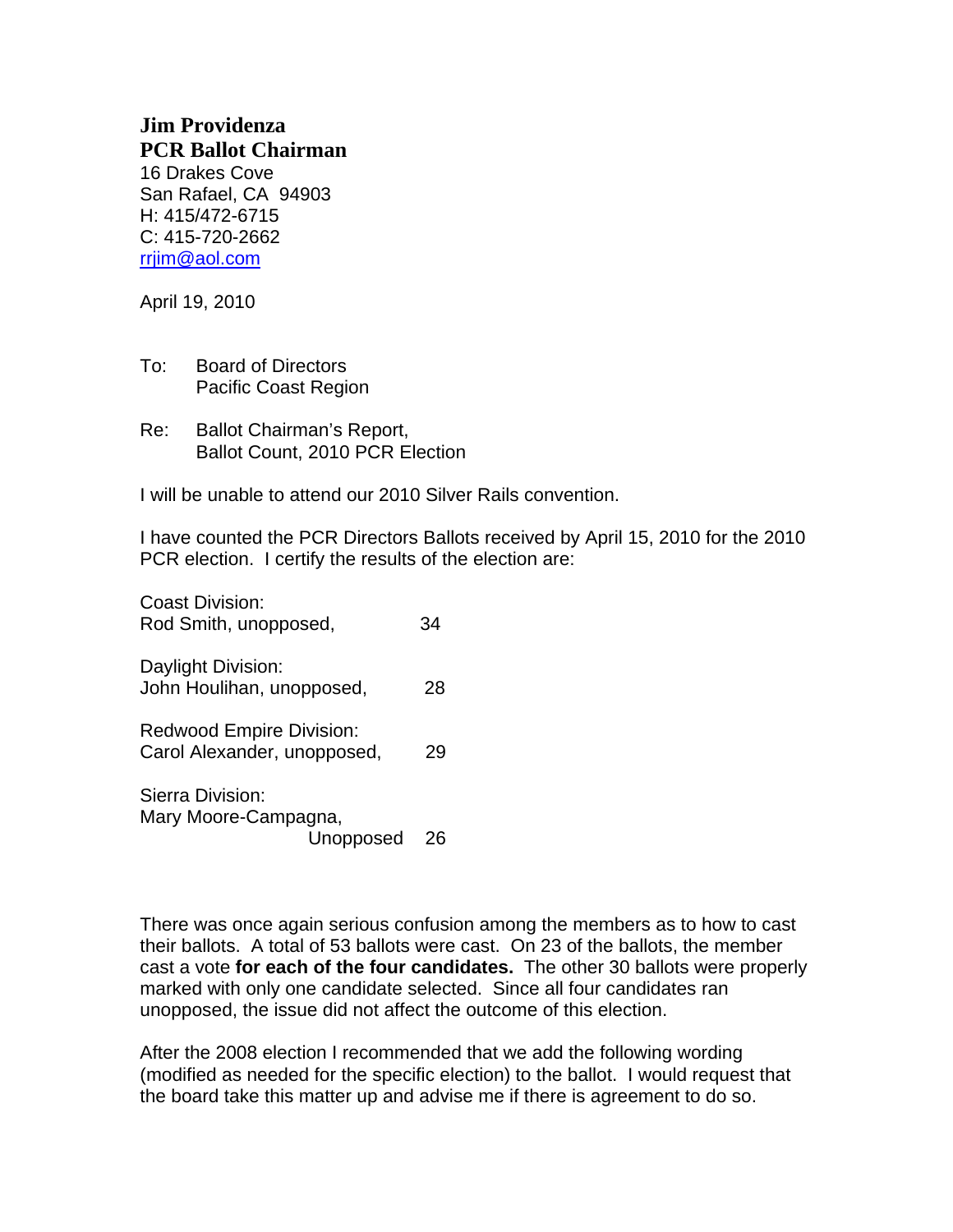**Jim Providenza**
**PCR Ballot Chairman**
16 Drakes Cove
San Rafael, CA 94903
H: 415/472-6715
C: 415-720-2662
rrjim@aol.com

April 19, 2010

To: Board of Directors
Pacific Coast Region

Re: Ballot Chairman's Report,
Ballot Count, 2010 PCR Election

I will be unable to attend our 2010 Silver Rails convention.

I have counted the PCR Directors Ballots received by April 15, 2010 for the 2010 PCR election. I certify the results of the election are:

Coast Division:
Rod Smith, unopposed, 34

Daylight Division:
John Houlihan, unopposed, 28

Redwood Empire Division:
Carol Alexander, unopposed, 29

Sierra Division:
Mary Moore-Campagna,
Unopposed 26

There was once again serious confusion among the members as to how to cast their ballots. A total of 53 ballots were cast. On 23 of the ballots, the member cast a vote **for each of the four candidates.** The other 30 ballots were properly marked with only one candidate selected. Since all four candidates ran unopposed, the issue did not affect the outcome of this election.

After the 2008 election I recommended that we add the following wording (modified as needed for the specific election) to the ballot. I would request that the board take this matter up and advise me if there is agreement to do so.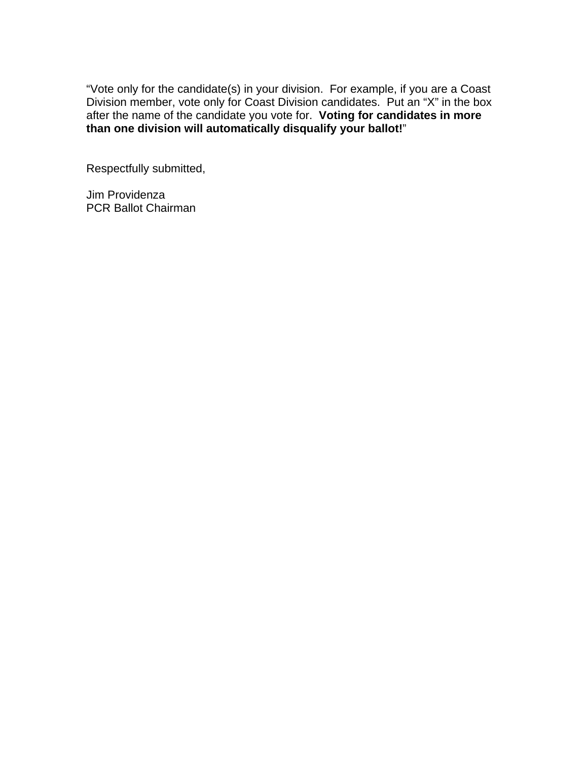"Vote only for the candidate(s) in your division.  For example, if you are a Coast Division member, vote only for Coast Division candidates.  Put an "X" in the box after the name of the candidate you vote for.  **Voting for candidates in more than one division will automatically disqualify your ballot!**"

Respectfully submitted,

Jim Providenza
PCR Ballot Chairman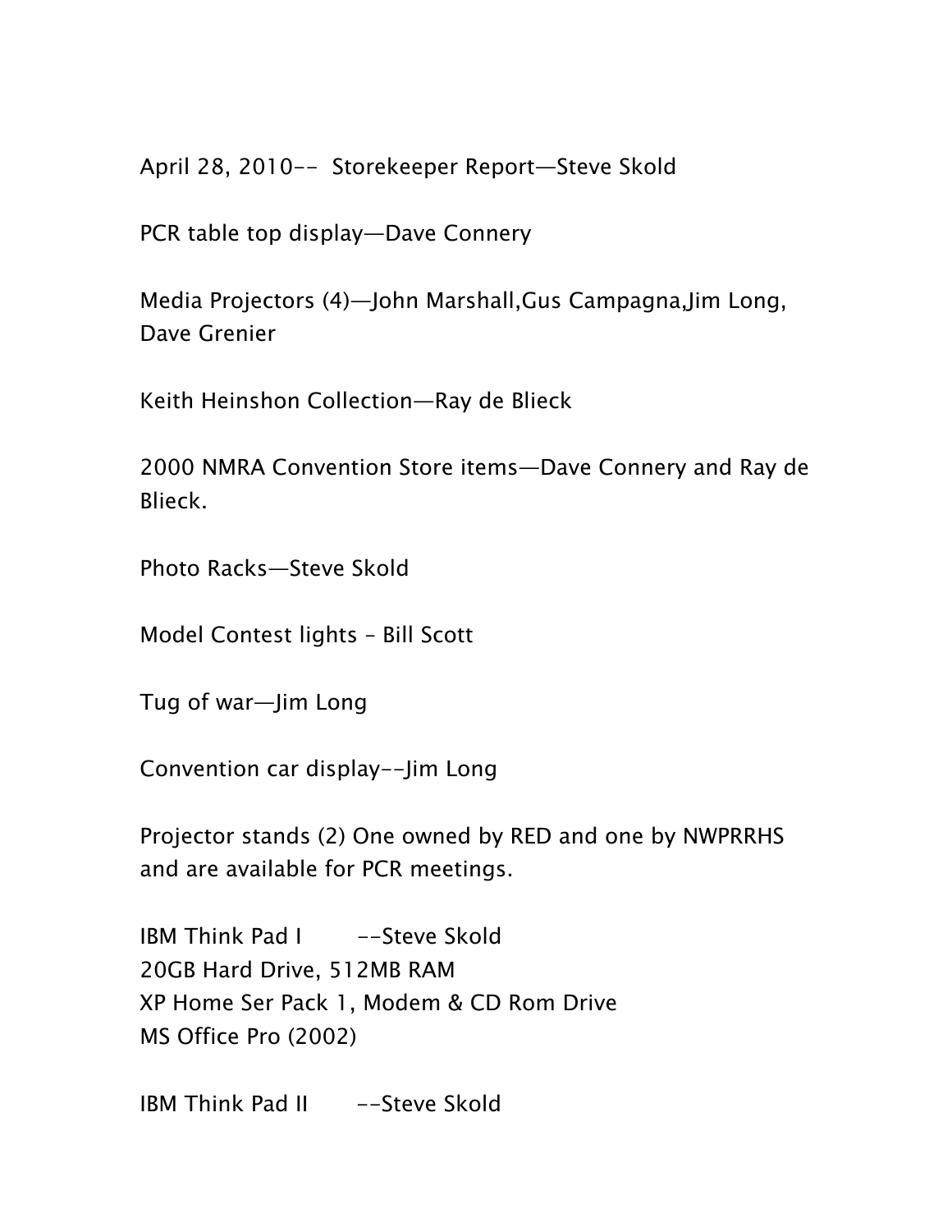April 28, 2010-- Storekeeper Report—Steve Skold

PCR table top display—Dave Connery

Media Projectors (4)—John Marshall,Gus Campagna,Jim Long, Dave Grenier

Keith Heinshon Collection—Ray de Blieck

2000 NMRA Convention Store items—Dave Connery and Ray de Blieck.

Photo Racks—Steve Skold

Model Contest lights – Bill Scott

Tug of war—Jim Long

Convention car display--Jim Long

Projector stands (2) One owned by RED and one by NWPRRHS and are available for PCR meetings.

IBM Think Pad I --Steve Skold
20GB Hard Drive, 512MB RAM
XP Home Ser Pack 1, Modem & CD Rom Drive
MS Office Pro (2002)

IBM Think Pad II --Steve Skold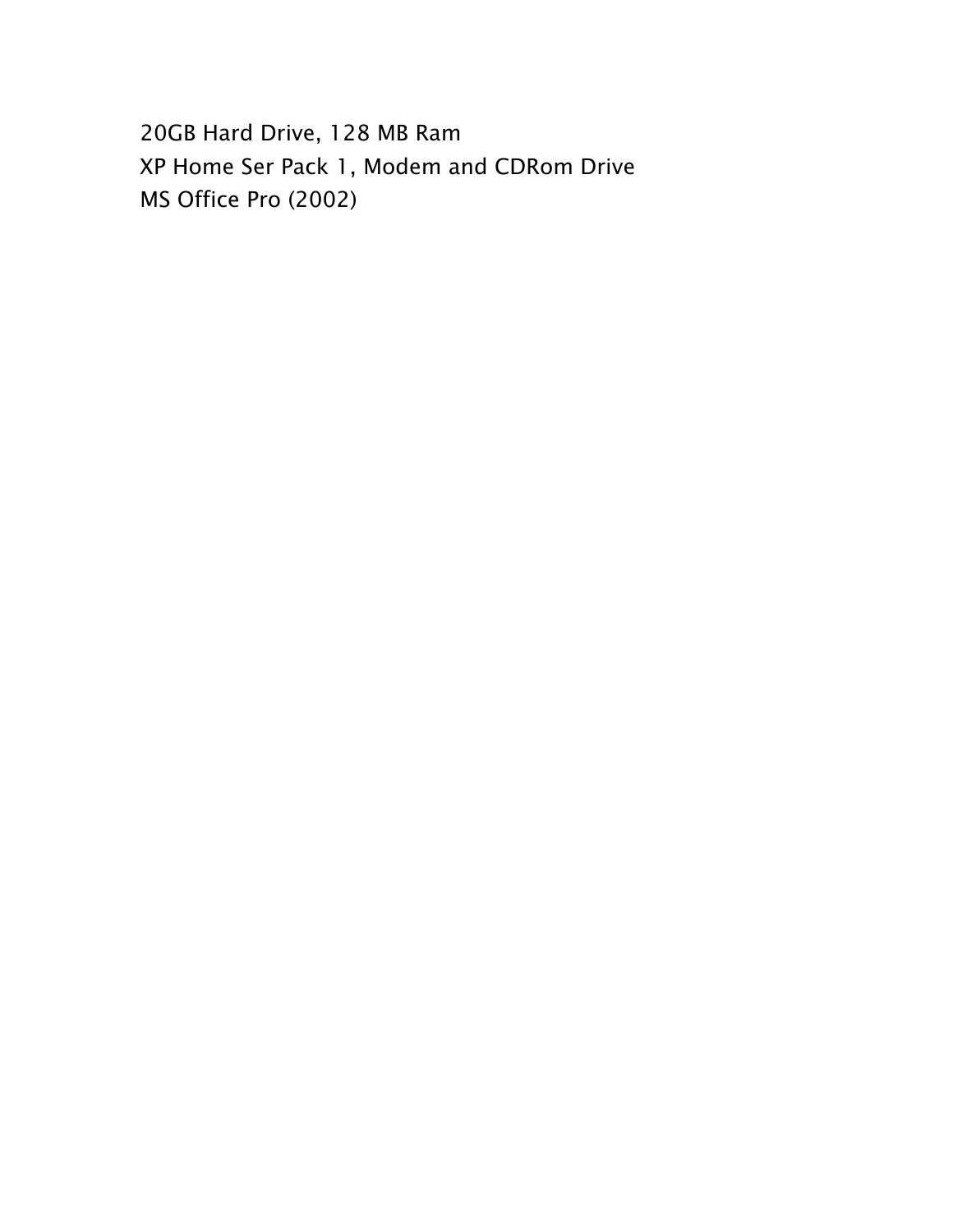20GB Hard Drive, 128 MB Ram
XP Home Ser Pack 1, Modem and CDRom Drive
MS Office Pro (2002)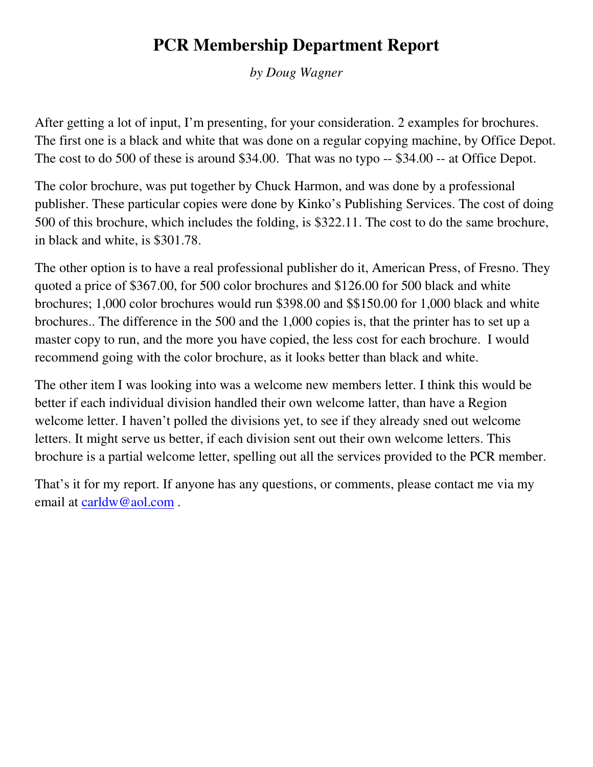# PCR Membership Department Report

*by Doug Wagner*

After getting a lot of input, I'm presenting, for your consideration. 2 examples for brochures. The first one is a black and white that was done on a regular copying machine, by Office Depot. The cost to do 500 of these is around $34.00. That was no typo -- $34.00 -- at Office Depot.

The color brochure, was put together by Chuck Harmon, and was done by a professional publisher. These particular copies were done by Kinko's Publishing Services. The cost of doing 500 of this brochure, which includes the folding, is $322.11. The cost to do the same brochure, in black and white, is $301.78.

The other option is to have a real professional publisher do it, American Press, of Fresno. They quoted a price of $367.00, for 500 color brochures and $126.00 for 500 black and white brochures; 1,000 color brochures would run $398.00 and $$150.00 for 1,000 black and white brochures.. The difference in the 500 and the 1,000 copies is, that the printer has to set up a master copy to run, and the more you have copied, the less cost for each brochure. I would recommend going with the color brochure, as it looks better than black and white.

The other item I was looking into was a welcome new members letter. I think this would be better if each individual division handled their own welcome latter, than have a Region welcome letter. I haven't polled the divisions yet, to see if they already sned out welcome letters. It might serve us better, if each division sent out their own welcome letters. This brochure is a partial welcome letter, spelling out all the services provided to the PCR member.

That's it for my report. If anyone has any questions, or comments, please contact me via my email at carldw@aol.com .